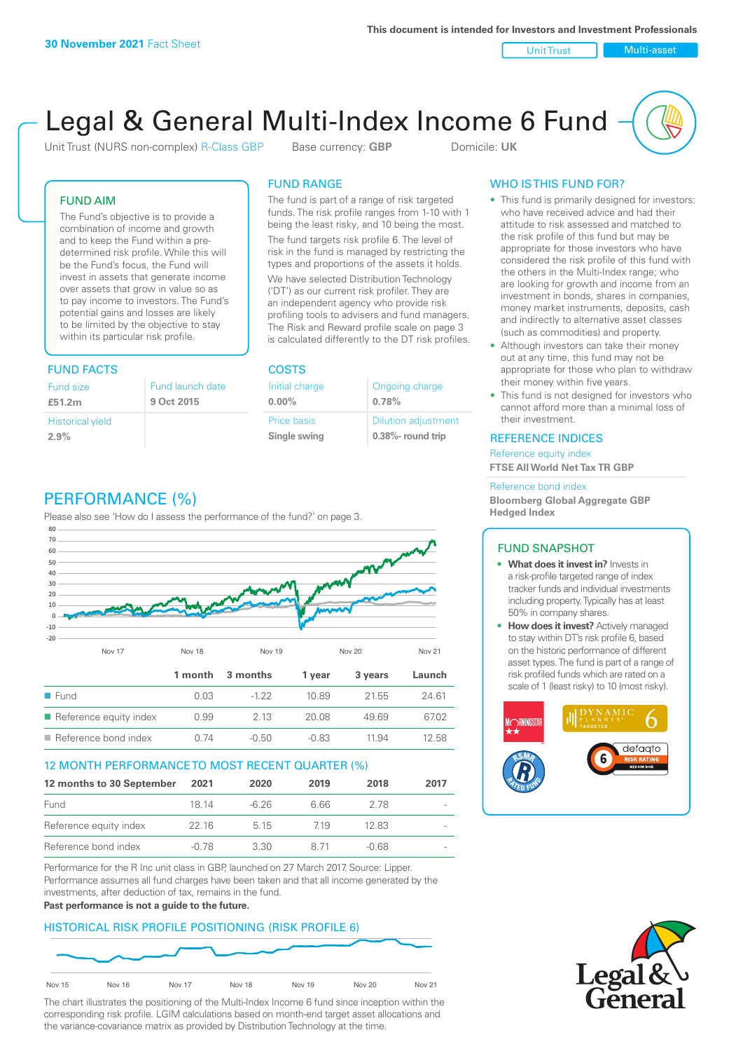This document is intended for Investors and Investment Professionals

**30 November 2021** Fact Sheet

Unit Trust | Multi-asset

# Legal & General Multi-Index Income 6 Fund

Unit Trust (NURS non-complex) R-Class GBP    Base currency: **GBP**    Domicile: **UK**

## FUND AIM

The Fund's objective is to provide a combination of income and growth and to keep the Fund within a pre-determined risk profile. While this will be the Fund's focus, the Fund will invest in assets that generate income over assets that grow in value so as to pay income to investors. The Fund's potential gains and losses are likely to be limited by the objective to stay within its particular risk profile.

## FUND RANGE

The fund is part of a range of risk targeted funds. The risk profile ranges from 1-10 with 1 being the least risky, and 10 being the most.

The fund targets risk profile 6. The level of risk in the fund is managed by restricting the types and proportions of the assets it holds.

We have selected Distribution Technology ('DT') as our current risk profiler. They are an independent agency who provide risk profiling tools to advisers and fund managers. The Risk and Reward profile scale on page 3 is calculated differently to the DT risk profiles.

## WHO IS THIS FUND FOR?

- This fund is primarily designed for investors: who have received advice and had their attitude to risk assessed and matched to the risk profile of this fund but may be appropriate for those investors who have considered the risk profile of this fund with the others in the Multi-Index range; who are looking for growth and income from an investment in bonds, shares in companies, money market instruments, deposits, cash and indirectly to alternative asset classes (such as commodities) and property.
- Although investors can take their money out at any time, this fund may not be appropriate for those who plan to withdraw their money within five years.
- This fund is not designed for investors who cannot afford more than a minimal loss of their investment.

## FUND FACTS

| Fund size | Fund launch date |
|---|---|
| **£51.2m** | **9 Oct 2015** |
| Historical yield | |
| **2.9%** | |

## COSTS

| Initial charge | Ongoing charge |
|---|---|
| **0.00%** | **0.78%** |
| Price basis | Dilution adjustment |
| **Single swing** | **0.38%- round trip** |

## REFERENCE INDICES

Reference equity index
**FTSE All World Net Tax TR GBP**

Reference bond index
**Bloomberg Global Aggregate GBP Hedged Index**

## PERFORMANCE (%)

Please also see 'How do I assess the performance of the fund?' on page 3.

| | 1 month | 3 months | 1 year | 3 years | Launch |
|---|---|---|---|---|---|
| Fund | 0.03 | -1.22 | 10.89 | 21.55 | 24.61 |
| Reference equity index | 0.99 | 2.13 | 20.08 | 49.69 | 67.02 |
| Reference bond index | 0.74 | -0.50 | -0.83 | 11.94 | 12.58 |

## 12 MONTH PERFORMANCE TO MOST RECENT QUARTER (%)

| 12 months to 30 September | 2021 | 2020 | 2019 | 2018 | 2017 |
|---|---|---|---|---|---|
| Fund | 18.14 | -6.26 | 6.66 | 2.78 | - |
| Reference equity index | 22.16 | 5.15 | 7.19 | 12.83 | - |
| Reference bond index | -0.78 | 3.30 | 8.71 | -0.68 | - |

Performance for the R Inc unit class in GBP, launched on 27 March 2017. Source: Lipper. Performance assumes all fund charges have been taken and that all income generated by the investments, after deduction of tax, remains in the fund.

**Past performance is not a guide to the future.**

## HISTORICAL RISK PROFILE POSITIONING (RISK PROFILE 6)

The chart illustrates the positioning of the Multi-Index Income 6 fund since inception within the corresponding risk profile. LGIM calculations based on month-end target asset allocations and the variance-covariance matrix as provided by Distribution Technology at the time.

## FUND SNAPSHOT

- **What does it invest in?** Invests in a risk-profile targeted range of index tracker funds and individual investments including property. Typically has at least 50% in company shares.
- **How does it invest?** Actively managed to stay within DT's risk profile 6, based on the historic performance of different asset types. The fund is part of a range of risk profiled funds which are rated on a scale of 1 (least risky) to 10 (most risky).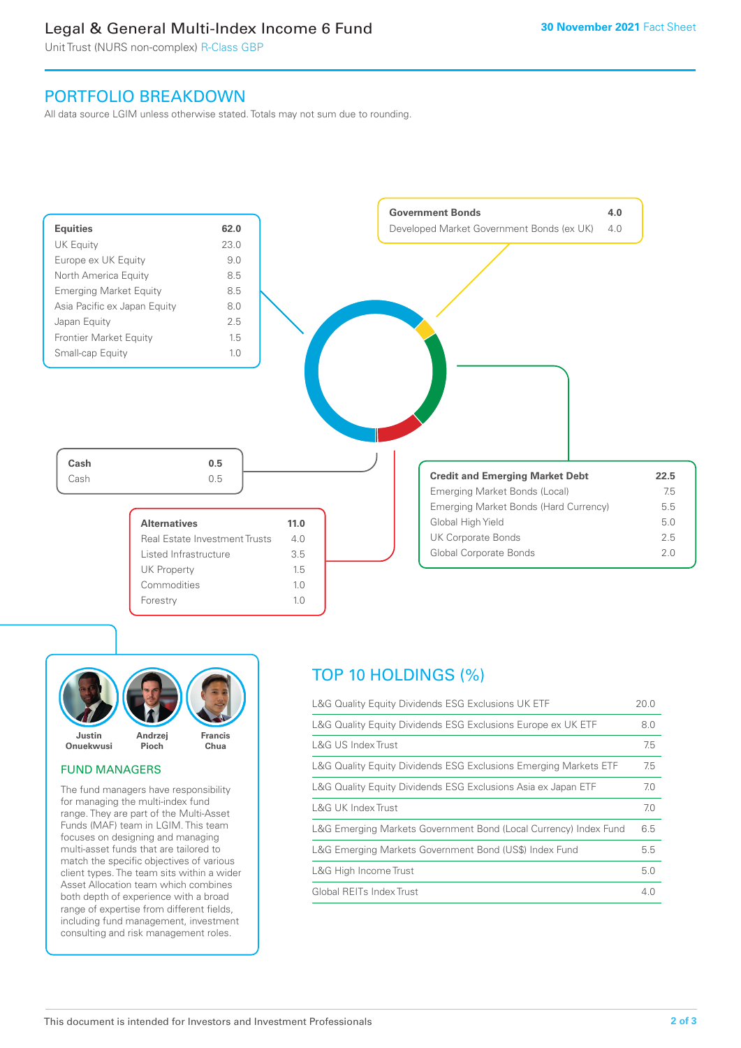# Legal & General Multi-Index Income 6 Fund

Unit Trust (NURS non-complex) R-Class GBP

30 November 2021 Fact Sheet

## PORTFOLIO BREAKDOWN

All data source LGIM unless otherwise stated. Totals may not sum due to rounding.

| **Equities** | **62.0** |
|---|---|
| UK Equity | 23.0 |
| Europe ex UK Equity | 9.0 |
| North America Equity | 8.5 |
| Emerging Market Equity | 8.5 |
| Asia Pacific ex Japan Equity | 8.0 |
| Japan Equity | 2.5 |
| Frontier Market Equity | 1.5 |
| Small-cap Equity | 1.0 |

| **Government Bonds** | **4.0** |
|---|---|
| Developed Market Government Bonds (ex UK) | 4.0 |

| **Cash** | **0.5** |
|---|---|
| Cash | 0.5 |

| **Credit and Emerging Market Debt** | **22.5** |
|---|---|
| Emerging Market Bonds (Local) | 7.5 |
| Emerging Market Bonds (Hard Currency) | 5.5 |
| Global High Yield | 5.0 |
| UK Corporate Bonds | 2.5 |
| Global Corporate Bonds | 2.0 |

| **Alternatives** | **11.0** |
|---|---|
| Real Estate Investment Trusts | 4.0 |
| Listed Infrastructure | 3.5 |
| UK Property | 1.5 |
| Commodities | 1.0 |
| Forestry | 1.0 |

Justin Onuekwusi, Andrzej Pioch, Francis Chua

### FUND MANAGERS

The fund managers have responsibility for managing the multi-index fund range. They are part of the Multi-Asset Funds (MAF) team in LGIM. This team focuses on designing and managing multi-asset funds that are tailored to match the specific objectives of various client types. The team sits within a wider Asset Allocation team which combines both depth of experience with a broad range of expertise from different fields, including fund management, investment consulting and risk management roles.

## TOP 10 HOLDINGS (%)

| Holding | % |
|---|---|
| L&G Quality Equity Dividends ESG Exclusions UK ETF | 20.0 |
| L&G Quality Equity Dividends ESG Exclusions Europe ex UK ETF | 8.0 |
| L&G US Index Trust | 7.5 |
| L&G Quality Equity Dividends ESG Exclusions Emerging Markets ETF | 7.5 |
| L&G Quality Equity Dividends ESG Exclusions Asia ex Japan ETF | 7.0 |
| L&G UK Index Trust | 7.0 |
| L&G Emerging Markets Government Bond (Local Currency) Index Fund | 6.5 |
| L&G Emerging Markets Government Bond (US$) Index Fund | 5.5 |
| L&G High Income Trust | 5.0 |
| Global REITs Index Trust | 4.0 |

This document is intended for Investors and Investment Professionals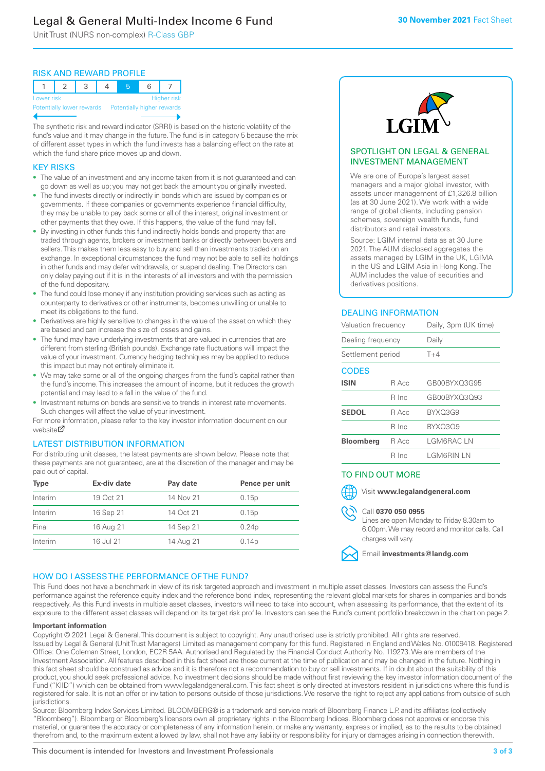# Legal & General Multi-Index Income 6 Fund

Unit Trust (NURS non-complex) R-Class GBP

**30 November 2021** Fact Sheet

## RISK AND REWARD PROFILE

| 1 | 2 | 3 | 4 | 5 | 6 | 7 |
|---|---|---|---|---|---|---|

Lower risk — Higher risk

Potentially lower rewards — Potentially higher rewards

The synthetic risk and reward indicator (SRRI) is based on the historic volatility of the fund's value and it may change in the future. The fund is in category 5 because the mix of different asset types in which the fund invests has a balancing effect on the rate at which the fund share price moves up and down.

## KEY RISKS

- The value of an investment and any income taken from it is not guaranteed and can go down as well as up; you may not get back the amount you originally invested.
- The fund invests directly or indirectly in bonds which are issued by companies or governments. If these companies or governments experience financial difficulty, they may be unable to pay back some or all of the interest, original investment or other payments that they owe. If this happens, the value of the fund may fall.
- By investing in other funds this fund indirectly holds bonds and property that are traded through agents, brokers or investment banks or directly between buyers and sellers. This makes them less easy to buy and sell than investments traded on an exchange. In exceptional circumstances the fund may not be able to sell its holdings in other funds and may defer withdrawals, or suspend dealing. The Directors can only delay paying out if it is in the interests of all investors and with the permission of the fund depositary.
- The fund could lose money if any institution providing services such as acting as counterparty to derivatives or other instruments, becomes unwilling or unable to meet its obligations to the fund.
- Derivatives are highly sensitive to changes in the value of the asset on which they are based and can increase the size of losses and gains.
- The fund may have underlying investments that are valued in currencies that are different from sterling (British pounds). Exchange rate fluctuations will impact the value of your investment. Currency hedging techniques may be applied to reduce this impact but may not entirely eliminate it.
- We may take some or all of the ongoing charges from the fund's capital rather than the fund's income. This increases the amount of income, but it reduces the growth potential and may lead to a fall in the value of the fund.
- Investment returns on bonds are sensitive to trends in interest rate movements. Such changes will affect the value of your investment.

For more information, please refer to the key investor information document on our website

## LATEST DISTRIBUTION INFORMATION

For distributing unit classes, the latest payments are shown below. Please note that these payments are not guaranteed, are at the discretion of the manager and may be paid out of capital.

| Type | Ex-div date | Pay date | Pence per unit |
|---|---|---|---|
| Interim | 19 Oct 21 | 14 Nov 21 | 0.15p |
| Interim | 16 Sep 21 | 14 Oct 21 | 0.15p |
| Final | 16 Aug 21 | 14 Sep 21 | 0.24p |
| Interim | 16 Jul 21 | 14 Aug 21 | 0.14p |

## SPOTLIGHT ON LEGAL & GENERAL INVESTMENT MANAGEMENT

We are one of Europe's largest asset managers and a major global investor, with assets under management of £1,326.8 billion (as at 30 June 2021). We work with a wide range of global clients, including pension schemes, sovereign wealth funds, fund distributors and retail investors.

Source: LGIM internal data as at 30 June 2021. The AUM disclosed aggregates the assets managed by LGIM in the UK, LGIMA in the US and LGIM Asia in Hong Kong. The AUM includes the value of securities and derivatives positions.

## DEALING INFORMATION

| | |
|---|---|
| Valuation frequency | Daily, 3pm (UK time) |
| Dealing frequency | Daily |
| Settlement period | T+4 |

## CODES

| | | |
|---|---|---|
| **ISIN** | R Acc | GB00BYXQ3G95 |
| | R Inc | GB00BYXQ3Q93 |
| **SEDOL** | R Acc | BYXQ3G9 |
| | R Inc | BYXQ3Q9 |
| **Bloomberg** | R Acc | LGM6RAC LN |
| | R Inc | LGM6RIN LN |

## TO FIND OUT MORE

Visit **www.legalandgeneral.com**

Call **0370 050 0955**
Lines are open Monday to Friday 8.30am to 6.00pm. We may record and monitor calls. Call charges will vary.

Email **investments@landg.com**

## HOW DO I ASSESS THE PERFORMANCE OF THE FUND?

This Fund does not have a benchmark in view of its risk targeted approach and investment in multiple asset classes. Investors can assess the Fund's performance against the reference equity index and the reference bond index, representing the relevant global markets for shares in companies and bonds respectively. As this Fund invests in multiple asset classes, investors will need to take into account, when assessing its performance, that the extent of its exposure to the different asset classes will depend on its target risk profile. Investors can see the Fund's current portfolio breakdown in the chart on page 2.

**Important information**

Copyright © 2021 Legal & General. This document is subject to copyright. Any unauthorised use is strictly prohibited. All rights are reserved.

Issued by Legal & General (Unit Trust Managers) Limited as management company for this fund. Registered in England and Wales No. 01009418. Registered Office: One Coleman Street, London, EC2R 5AA. Authorised and Regulated by the Financial Conduct Authority No. 119273. We are members of the Investment Association. All features described in this fact sheet are those current at the time of publication and may be changed in the future. Nothing in this fact sheet should be construed as advice and it is therefore not a recommendation to buy or sell investments. If in doubt about the suitability of this product, you should seek professional advice. No investment decisions should be made without first reviewing the key investor information document of the Fund ("KIID") which can be obtained from www.legalandgeneral.com. This fact sheet is only directed at investors resident in jurisdictions where this fund is registered for sale. It is not an offer or invitation to persons outside of those jurisdictions. We reserve the right to reject any applications from outside of such jurisdictions.

Source: Bloomberg Index Services Limited. BLOOMBERG® is a trademark and service mark of Bloomberg Finance L.P. and its affiliates (collectively "Bloomberg"). Bloomberg or Bloomberg's licensors own all proprietary rights in the Bloomberg Indices. Bloomberg does not approve or endorse this material, or guarantee the accuracy or completeness of any information herein, or make any warranty, express or implied, as to the results to be obtained therefrom and, to the maximum extent allowed by law, shall not have any liability or responsibility for injury or damages arising in connection therewith.

This document is intended for Investors and Investment Professionals